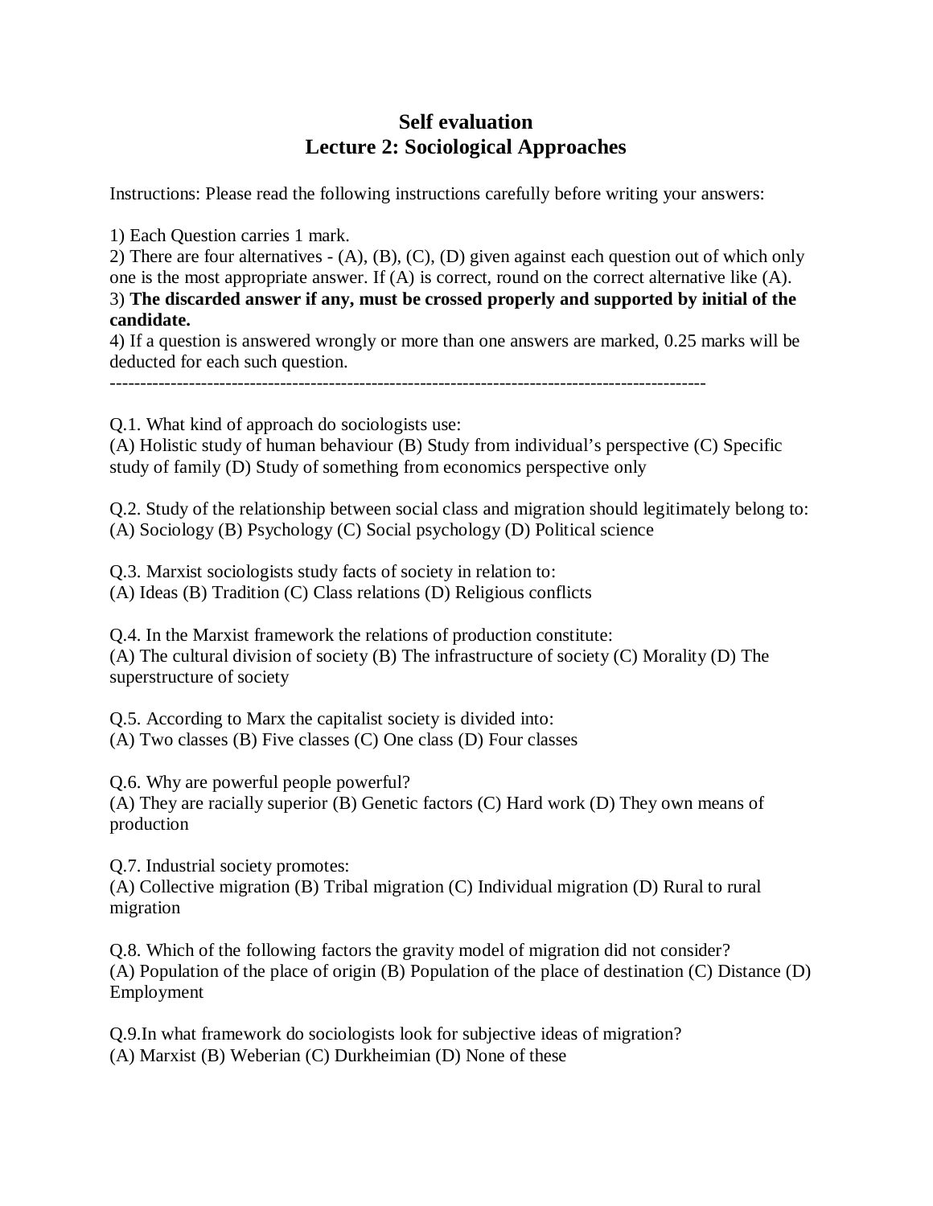# Self evaluation

# Lecture 2: Sociological Approaches

Instructions: Please read the following instructions carefully before writing your answers:

1) Each Question carries 1 mark.
2) There are four alternatives - (A), (B), (C), (D) given against each question out of which only one is the most appropriate answer. If (A) is correct, round on the correct alternative like (A).
3) **The discarded answer if any, must be crossed properly and supported by initial of the candidate.**
4) If a question is answered wrongly or more than one answers are marked, 0.25 marks will be deducted for each such question.

---

Q.1. What kind of approach do sociologists use:
(A) Holistic study of human behaviour (B) Study from individual's perspective (C) Specific study of family (D) Study of something from economics perspective only

Q.2. Study of the relationship between social class and migration should legitimately belong to:
(A) Sociology (B) Psychology (C) Social psychology (D) Political science

Q.3. Marxist sociologists study facts of society in relation to:
(A) Ideas (B) Tradition (C) Class relations (D) Religious conflicts

Q.4. In the Marxist framework the relations of production constitute:
(A) The cultural division of society (B) The infrastructure of society (C) Morality (D) The superstructure of society

Q.5. According to Marx the capitalist society is divided into:
(A) Two classes (B) Five classes (C) One class (D) Four classes

Q.6. Why are powerful people powerful?
(A) They are racially superior (B) Genetic factors (C) Hard work (D) They own means of production

Q.7. Industrial society promotes:
(A) Collective migration (B) Tribal migration (C) Individual migration (D) Rural to rural migration

Q.8. Which of the following factors the gravity model of migration did not consider?
(A) Population of the place of origin (B) Population of the place of destination (C) Distance (D) Employment

Q.9.In what framework do sociologists look for subjective ideas of migration?
(A) Marxist (B) Weberian (C) Durkheimian (D) None of these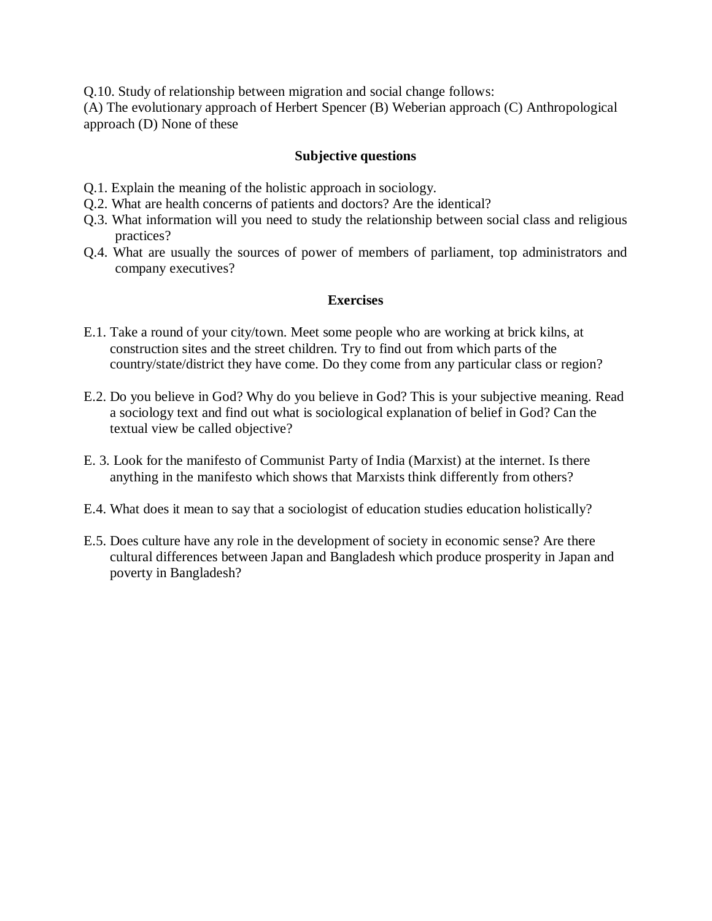Q.10. Study of relationship between migration and social change follows:
(A) The evolutionary approach of Herbert Spencer (B) Weberian approach (C) Anthropological approach (D) None of these

## Subjective questions

Q.1. Explain the meaning of the holistic approach in sociology.
Q.2. What are health concerns of patients and doctors? Are the identical?
Q.3. What information will you need to study the relationship between social class and religious practices?
Q.4. What are usually the sources of power of members of parliament, top administrators and company executives?

## Exercises

E.1. Take a round of your city/town. Meet some people who are working at brick kilns, at construction sites and the street children. Try to find out from which parts of the country/state/district they have come. Do they come from any particular class or region?

E.2. Do you believe in God? Why do you believe in God? This is your subjective meaning. Read a sociology text and find out what is sociological explanation of belief in God? Can the textual view be called objective?

E. 3. Look for the manifesto of Communist Party of India (Marxist) at the internet. Is there anything in the manifesto which shows that Marxists think differently from others?

E.4. What does it mean to say that a sociologist of education studies education holistically?

E.5. Does culture have any role in the development of society in economic sense? Are there cultural differences between Japan and Bangladesh which produce prosperity in Japan and poverty in Bangladesh?